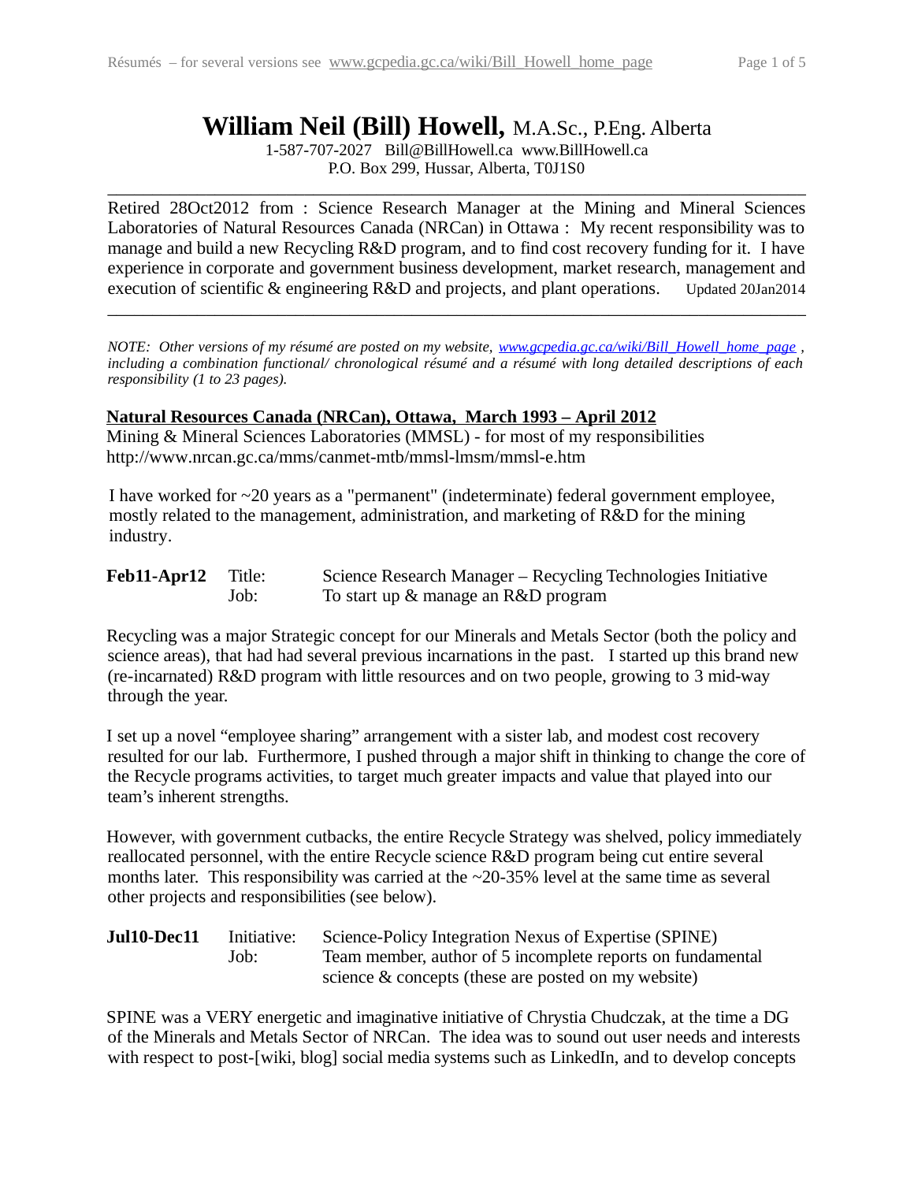# William Neil (Bill) Howell, M.A.Sc., P.Eng. Alberta

1-587-707-2027 Bill@BillHowell.ca www.BillHowell.ca
P.O. Box 299, Hussar, Alberta, T0J1S0

---

Retired 28Oct2012 from : Science Research Manager at the Mining and Mineral Sciences Laboratories of Natural Resources Canada (NRCan) in Ottawa : My recent responsibility was to manage and build a new Recycling R&D program, and to find cost recovery funding for it. I have experience in corporate and government business development, market research, management and execution of scientific & engineering R&D and projects, and plant operations. Updated 20Jan2014

---

*NOTE: Other versions of my résumé are posted on my website, www.gcpedia.gc.ca/wiki/Bill_Howell_home_page , including a combination functional/ chronological résumé and a résumé with long detailed descriptions of each responsibility (1 to 23 pages).*

## Natural Resources Canada (NRCan), Ottawa, March 1993 – April 2012

Mining & Mineral Sciences Laboratories (MMSL) - for most of my responsibilities
http://www.nrcan.gc.ca/mms/canmet-mtb/mmsl-lmsm/mmsl-e.htm

I have worked for ~20 years as a "permanent" (indeterminate) federal government employee, mostly related to the management, administration, and marketing of R&D for the mining industry.

**Feb11-Apr12** Title: Science Research Manager – Recycling Technologies Initiative
Job: To start up & manage an R&D program

Recycling was a major Strategic concept for our Minerals and Metals Sector (both the policy and science areas), that had had several previous incarnations in the past. I started up this brand new (re-incarnated) R&D program with little resources and on two people, growing to 3 mid-way through the year.

I set up a novel “employee sharing” arrangement with a sister lab, and modest cost recovery resulted for our lab. Furthermore, I pushed through a major shift in thinking to change the core of the Recycle programs activities, to target much greater impacts and value that played into our team’s inherent strengths.

However, with government cutbacks, the entire Recycle Strategy was shelved, policy immediately reallocated personnel, with the entire Recycle science R&D program being cut entire several months later. This responsibility was carried at the ~20-35% level at the same time as several other projects and responsibilities (see below).

**Jul10-Dec11** Initiative: Science-Policy Integration Nexus of Expertise (SPINE)
Job: Team member, author of 5 incomplete reports on fundamental science & concepts (these are posted on my website)

SPINE was a VERY energetic and imaginative initiative of Chrystia Chudczak, at the time a DG of the Minerals and Metals Sector of NRCan. The idea was to sound out user needs and interests with respect to post-[wiki, blog] social media systems such as LinkedIn, and to develop concepts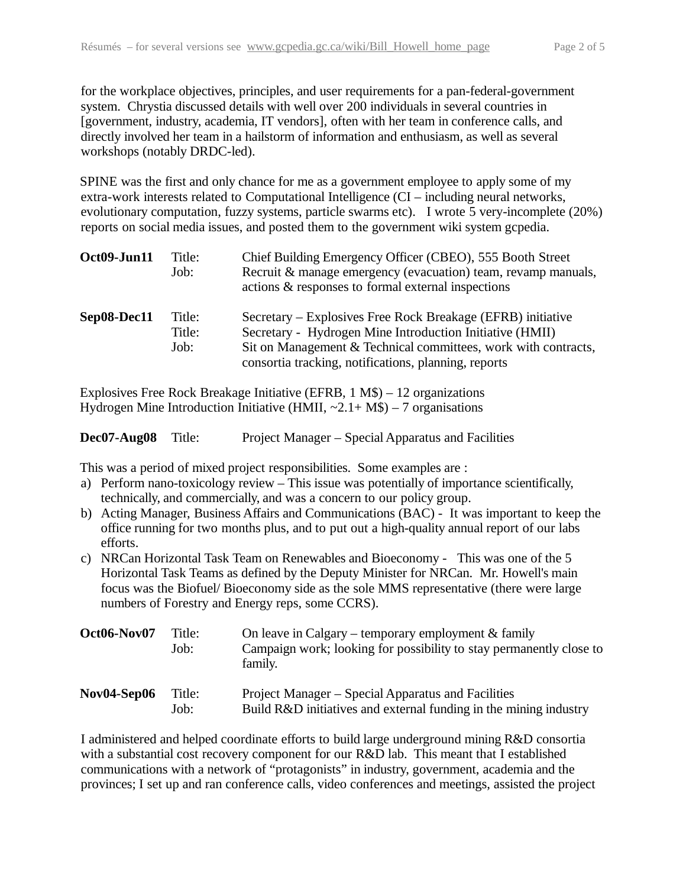for the workplace objectives, principles, and user requirements for a pan-federal-government system. Chrystia discussed details with well over 200 individuals in several countries in [government, industry, academia, IT vendors], often with her team in conference calls, and directly involved her team in a hailstorm of information and enthusiasm, as well as several workshops (notably DRDC-led).

SPINE was the first and only chance for me as a government employee to apply some of my extra-work interests related to Computational Intelligence (CI – including neural networks, evolutionary computation, fuzzy systems, particle swarms etc). I wrote 5 very-incomplete (20%) reports on social media issues, and posted them to the government wiki system gcpedia.

| | | |
|---|---|---|
| **Oct09-Jun11** | Title: | Chief Building Emergency Officer (CBEO), 555 Booth Street |
| | Job: | Recruit & manage emergency (evacuation) team, revamp manuals, actions & responses to formal external inspections |

| | | |
|---|---|---|
| **Sep08-Dec11** | Title: | Secretary – Explosives Free Rock Breakage (EFRB) initiative |
| | Title: | Secretary - Hydrogen Mine Introduction Initiative (HMII) |
| | Job: | Sit on Management & Technical committees, work with contracts, consortia tracking, notifications, planning, reports |

Explosives Free Rock Breakage Initiative (EFRB, 1 M$) – 12 organizations
Hydrogen Mine Introduction Initiative (HMII, ~2.1+ M$) – 7 organisations

| | | |
|---|---|---|
| **Dec07-Aug08** | Title: | Project Manager – Special Apparatus and Facilities |

This was a period of mixed project responsibilities. Some examples are :

a) Perform nano-toxicology review – This issue was potentially of importance scientifically, technically, and commercially, and was a concern to our policy group.
b) Acting Manager, Business Affairs and Communications (BAC) - It was important to keep the office running for two months plus, and to put out a high-quality annual report of our labs efforts.
c) NRCan Horizontal Task Team on Renewables and Bioeconomy - This was one of the 5 Horizontal Task Teams as defined by the Deputy Minister for NRCan. Mr. Howell's main focus was the Biofuel/ Bioeconomy side as the sole MMS representative (there were large numbers of Forestry and Energy reps, some CCRS).

| | | |
|---|---|---|
| **Oct06-Nov07** | Title: | On leave in Calgary – temporary employment & family |
| | Job: | Campaign work; looking for possibility to stay permanently close to family. |

| | | |
|---|---|---|
| **Nov04-Sep06** | Title: | Project Manager – Special Apparatus and Facilities |
| | Job: | Build R&D initiatives and external funding in the mining industry |

I administered and helped coordinate efforts to build large underground mining R&D consortia with a substantial cost recovery component for our R&D lab. This meant that I established communications with a network of "protagonists" in industry, government, academia and the provinces; I set up and ran conference calls, video conferences and meetings, assisted the project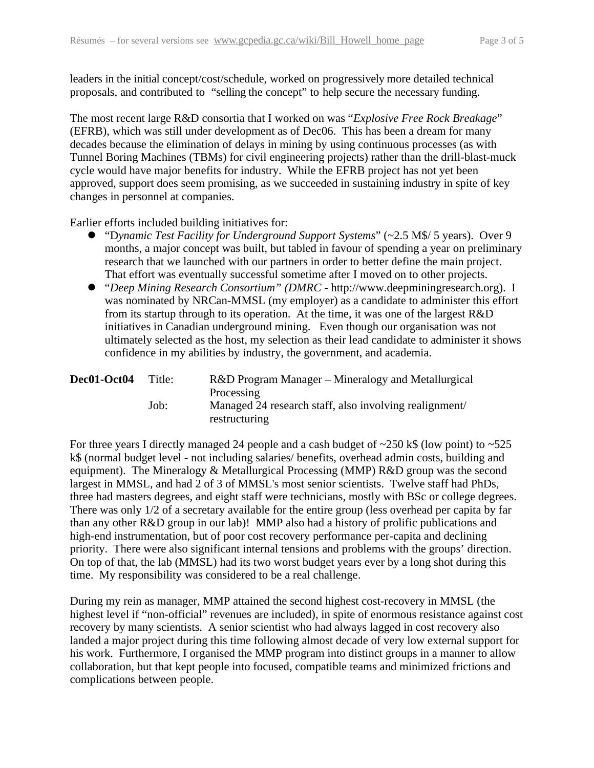leaders in the initial concept/cost/schedule, worked on progressively more detailed technical proposals, and contributed to "selling the concept" to help secure the necessary funding.

The most recent large R&D consortia that I worked on was "*Explosive Free Rock Breakage*" (EFRB), which was still under development as of Dec06. This has been a dream for many decades because the elimination of delays in mining by using continuous processes (as with Tunnel Boring Machines (TBMs) for civil engineering projects) rather than the drill-blast-muck cycle would have major benefits for industry. While the EFRB project has not yet been approved, support does seem promising, as we succeeded in sustaining industry in spite of key changes in personnel at companies.

Earlier efforts included building initiatives for:

- "D*ynamic Test Facility for Underground Support Systems*" (~2.5 M$/ 5 years). Over 9 months, a major concept was built, but tabled in favour of spending a year on preliminary research that we launched with our partners in order to better define the main project. That effort was eventually successful sometime after I moved on to other projects.
- "*Deep Mining Research Consortium" (DMRC* - http://www.deepminingresearch.org). I was nominated by NRCan-MMSL (my employer) as a candidate to administer this effort from its startup through to its operation. At the time, it was one of the largest R&D initiatives in Canadian underground mining. Even though our organisation was not ultimately selected as the host, my selection as their lead candidate to administer it shows confidence in my abilities by industry, the government, and academia.

| **Dec01-Oct04** | Title: | R&D Program Manager – Mineralogy and Metallurgical Processing |
|---|---|---|
| | Job: | Managed 24 research staff, also involving realignment/ restructuring |

For three years I directly managed 24 people and a cash budget of ~250 k$ (low point) to ~525 k$ (normal budget level - not including salaries/ benefits, overhead admin costs, building and equipment). The Mineralogy & Metallurgical Processing (MMP) R&D group was the second largest in MMSL, and had 2 of 3 of MMSL's most senior scientists. Twelve staff had PhDs, three had masters degrees, and eight staff were technicians, mostly with BSc or college degrees. There was only 1/2 of a secretary available for the entire group (less overhead per capita by far than any other R&D group in our lab)! MMP also had a history of prolific publications and high-end instrumentation, but of poor cost recovery performance per-capita and declining priority. There were also significant internal tensions and problems with the groups' direction. On top of that, the lab (MMSL) had its two worst budget years ever by a long shot during this time. My responsibility was considered to be a real challenge.

During my rein as manager, MMP attained the second highest cost-recovery in MMSL (the highest level if "non-official" revenues are included), in spite of enormous resistance against cost recovery by many scientists. A senior scientist who had always lagged in cost recovery also landed a major project during this time following almost decade of very low external support for his work. Furthermore, I organised the MMP program into distinct groups in a manner to allow collaboration, but that kept people into focused, compatible teams and minimized frictions and complications between people.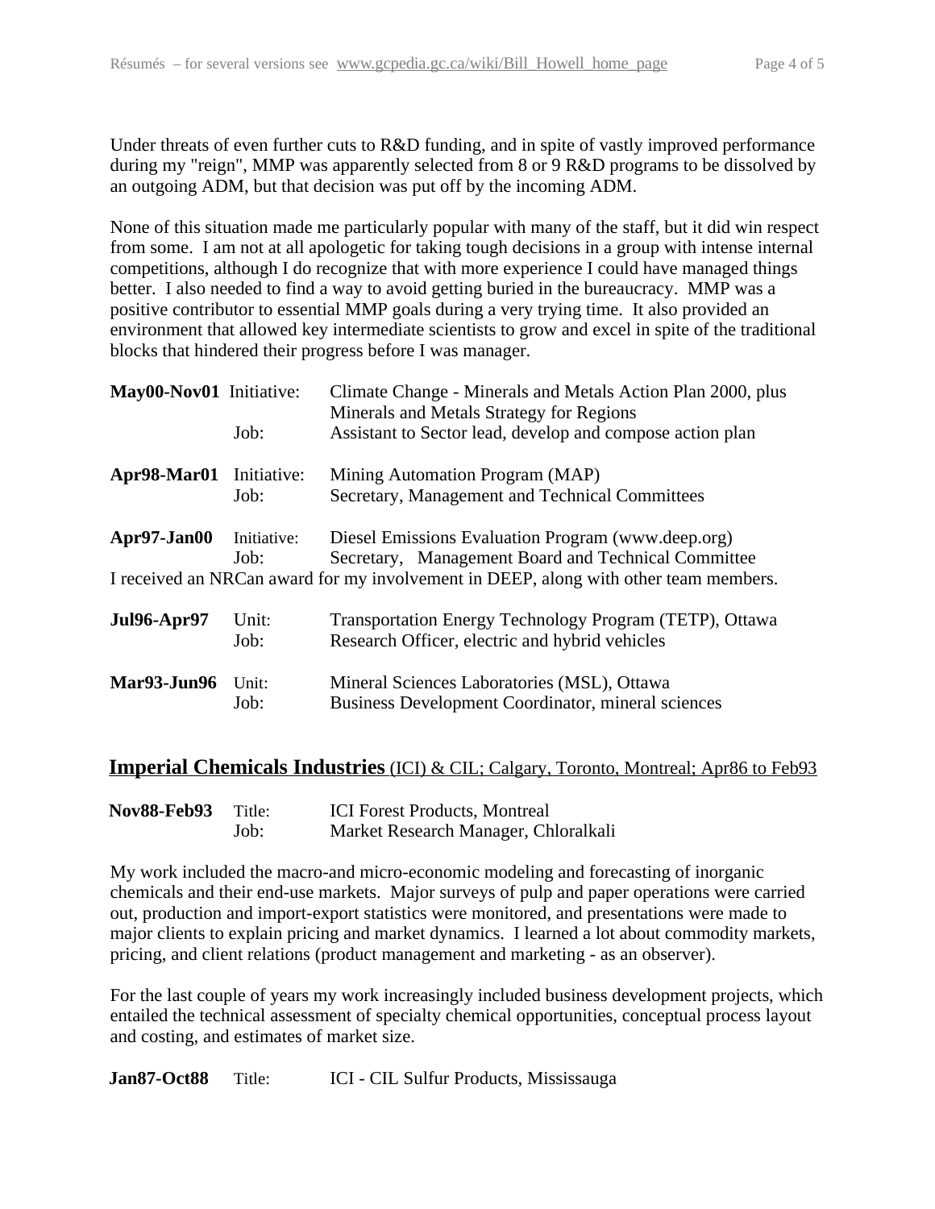Under threats of even further cuts to R&D funding, and in spite of vastly improved performance during my "reign", MMP was apparently selected from 8 or 9 R&D programs to be dissolved by an outgoing ADM, but that decision was put off by the incoming ADM.

None of this situation made me particularly popular with many of the staff, but it did win respect from some. I am not at all apologetic for taking tough decisions in a group with intense internal competitions, although I do recognize that with more experience I could have managed things better. I also needed to find a way to avoid getting buried in the bureaucracy. MMP was a positive contributor to essential MMP goals during a very trying time. It also provided an environment that allowed key intermediate scientists to grow and excel in spite of the traditional blocks that hindered their progress before I was manager.

| | | |
|---|---|---|
| **May00-Nov01** | Initiative: | Climate Change - Minerals and Metals Action Plan 2000, plus Minerals and Metals Strategy for Regions |
| | Job: | Assistant to Sector lead, develop and compose action plan |
| **Apr98-Mar01** | Initiative: | Mining Automation Program (MAP) |
| | Job: | Secretary, Management and Technical Committees |
| **Apr97-Jan00** | Initiative: | Diesel Emissions Evaluation Program (www.deep.org) |
| | Job: | Secretary, Management Board and Technical Committee |

I received an NRCan award for my involvement in DEEP, along with other team members.

| | | |
|---|---|---|
| **Jul96-Apr97** | Unit: | Transportation Energy Technology Program (TETP), Ottawa |
| | Job: | Research Officer, electric and hybrid vehicles |
| **Mar93-Jun96** | Unit: | Mineral Sciences Laboratories (MSL), Ottawa |
| | Job: | Business Development Coordinator, mineral sciences |

## Imperial Chemicals Industries (ICI) & CIL; Calgary, Toronto, Montreal; Apr86 to Feb93

| | | |
|---|---|---|
| **Nov88-Feb93** | Title: | ICI Forest Products, Montreal |
| | Job: | Market Research Manager, Chloralkali |

My work included the macro-and micro-economic modeling and forecasting of inorganic chemicals and their end-use markets. Major surveys of pulp and paper operations were carried out, production and import-export statistics were monitored, and presentations were made to major clients to explain pricing and market dynamics. I learned a lot about commodity markets, pricing, and client relations (product management and marketing - as an observer).

For the last couple of years my work increasingly included business development projects, which entailed the technical assessment of specialty chemical opportunities, conceptual process layout and costing, and estimates of market size.

| | | |
|---|---|---|
| **Jan87-Oct88** | Title: | ICI - CIL Sulfur Products, Mississauga |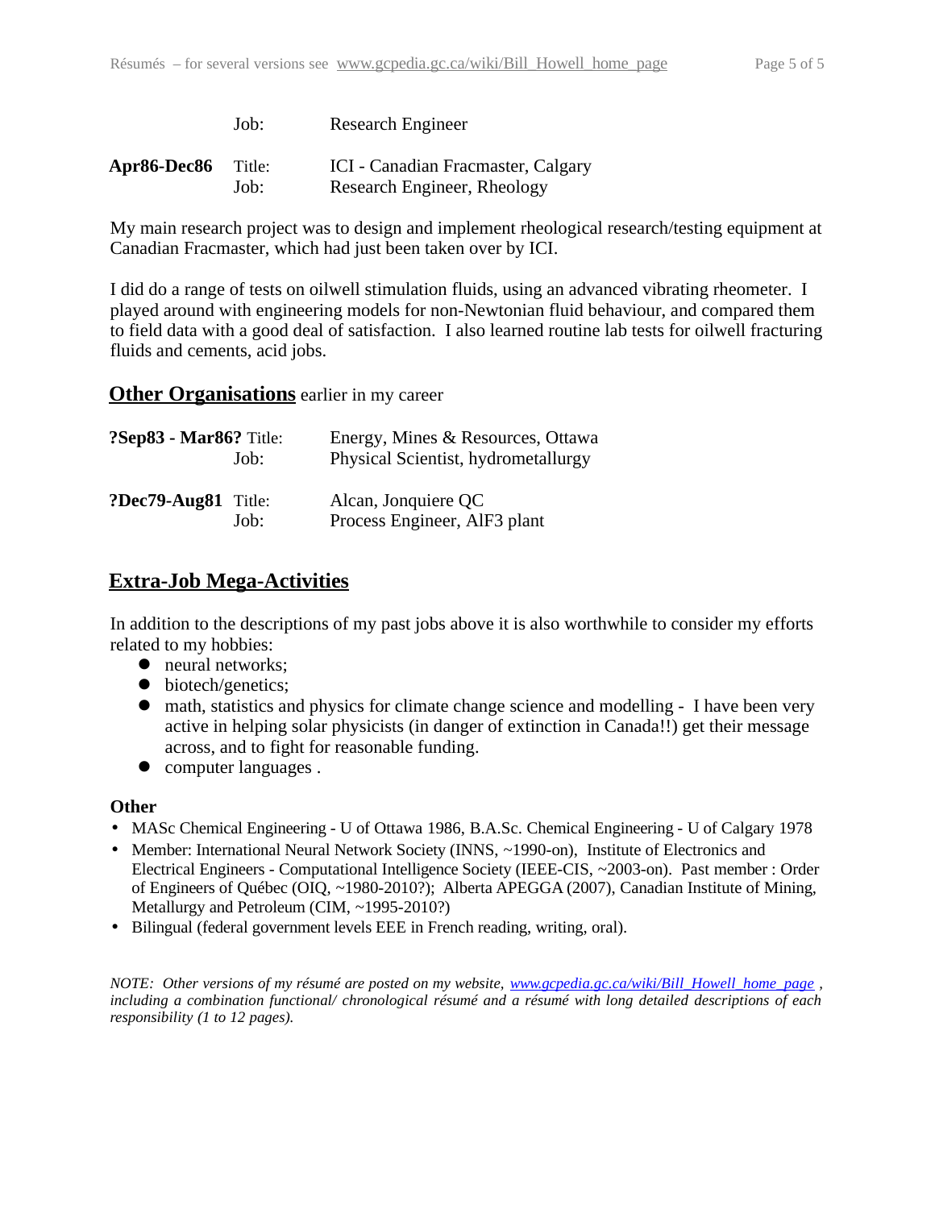| | | |
|---|---|---|
| | Job: | Research Engineer |
| **Apr86-Dec86** | Title: | ICI - Canadian Fracmaster, Calgary |
| | Job: | Research Engineer, Rheology |

My main research project was to design and implement rheological research/testing equipment at Canadian Fracmaster, which had just been taken over by ICI.

I did do a range of tests on oilwell stimulation fluids, using an advanced vibrating rheometer. I played around with engineering models for non-Newtonian fluid behaviour, and compared them to field data with a good deal of satisfaction. I also learned routine lab tests for oilwell fracturing fluids and cements, acid jobs.

## **Other Organisations** earlier in my career

| | | |
|---|---|---|
| **?Sep83 - Mar86?** | Title: | Energy, Mines & Resources, Ottawa |
| | Job: | Physical Scientist, hydrometallurgy |
| **?Dec79-Aug81** | Title: | Alcan, Jonquiere QC |
| | Job: | Process Engineer, $AlF_3$ plant |

## Extra-Job Mega-Activities

In addition to the descriptions of my past jobs above it is also worthwhile to consider my efforts related to my hobbies:

- neural networks;
- biotech/genetics;
- math, statistics and physics for climate change science and modelling - I have been very active in helping solar physicists (in danger of extinction in Canada!!) get their message across, and to fight for reasonable funding.
- computer languages .

### Other

- MASc Chemical Engineering - U of Ottawa 1986, B.A.Sc. Chemical Engineering - U of Calgary 1978
- Member: International Neural Network Society (INNS, ~1990-on), Institute of Electronics and Electrical Engineers - Computational Intelligence Society (IEEE-CIS, ~2003-on). Past member : Order of Engineers of Québec (OIQ, ~1980-2010?); Alberta APEGGA (2007), Canadian Institute of Mining, Metallurgy and Petroleum (CIM, ~1995-2010?)
- Bilingual (federal government levels EEE in French reading, writing, oral).

*NOTE: Other versions of my résumé are posted on my website, www.gcpedia.gc.ca/wiki/Bill_Howell_home_page , including a combination functional/ chronological résumé and a résumé with long detailed descriptions of each responsibility (1 to 12 pages).*